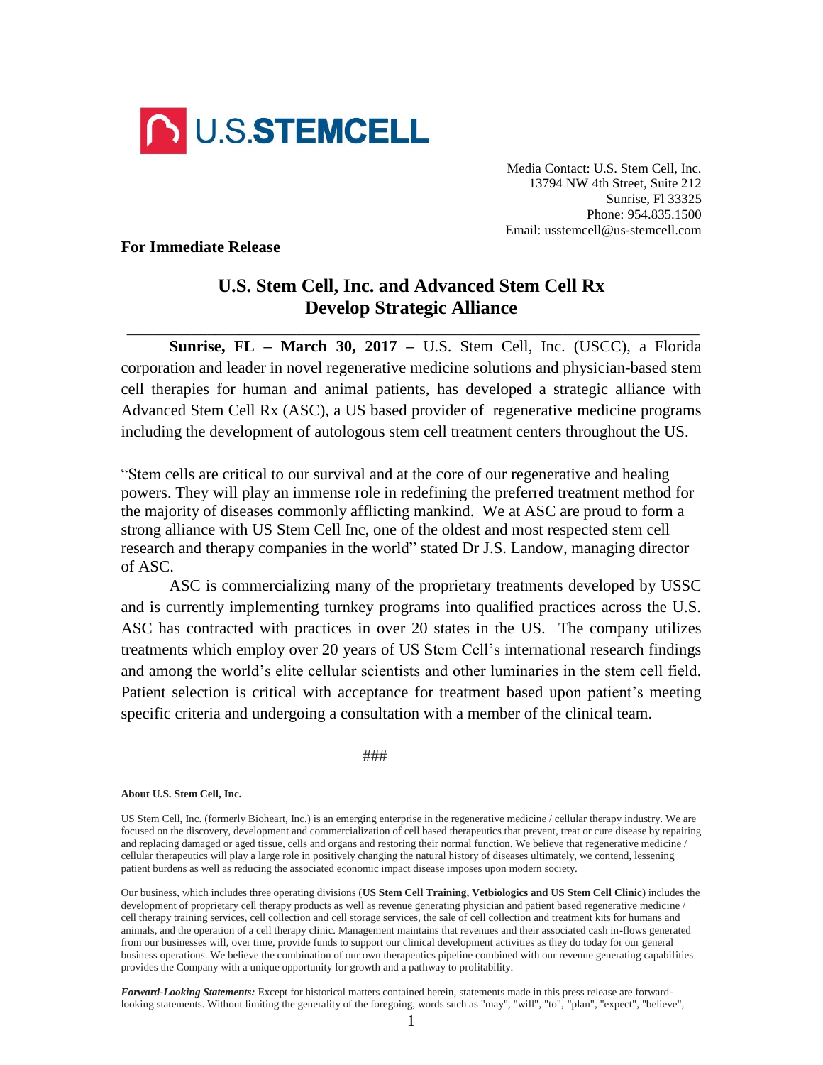U.S.STEMCELL

Media Contact: U.S. Stem Cell, Inc.
13794 NW 4th Street, Suite 212
Sunrise, Fl 33325
Phone: 954.835.1500
Email: usstemcell@us-stemcell.com

**For Immediate Release**

# U.S. Stem Cell, Inc. and Advanced Stem Cell Rx Develop Strategic Alliance

**Sunrise, FL – March 30, 2017 –** U.S. Stem Cell, Inc. (USCC), a Florida corporation and leader in novel regenerative medicine solutions and physician-based stem cell therapies for human and animal patients, has developed a strategic alliance with Advanced Stem Cell Rx (ASC), a US based provider of regenerative medicine programs including the development of autologous stem cell treatment centers throughout the US.

"Stem cells are critical to our survival and at the core of our regenerative and healing powers. They will play an immense role in redefining the preferred treatment method for the majority of diseases commonly afflicting mankind. We at ASC are proud to form a strong alliance with US Stem Cell Inc, one of the oldest and most respected stem cell research and therapy companies in the world" stated Dr J.S. Landow, managing director of ASC.

ASC is commercializing many of the proprietary treatments developed by USSC and is currently implementing turnkey programs into qualified practices across the U.S. ASC has contracted with practices in over 20 states in the US. The company utilizes treatments which employ over 20 years of US Stem Cell's international research findings and among the world's elite cellular scientists and other luminaries in the stem cell field. Patient selection is critical with acceptance for treatment based upon patient's meeting specific criteria and undergoing a consultation with a member of the clinical team.

###

**About U.S. Stem Cell, Inc.**

US Stem Cell, Inc. (formerly Bioheart, Inc.) is an emerging enterprise in the regenerative medicine / cellular therapy industry. We are focused on the discovery, development and commercialization of cell based therapeutics that prevent, treat or cure disease by repairing and replacing damaged or aged tissue, cells and organs and restoring their normal function. We believe that regenerative medicine / cellular therapeutics will play a large role in positively changing the natural history of diseases ultimately, we contend, lessening patient burdens as well as reducing the associated economic impact disease imposes upon modern society.

Our business, which includes three operating divisions (**US Stem Cell Training, Vetbiologics and US Stem Cell Clinic**) includes the development of proprietary cell therapy products as well as revenue generating physician and patient based regenerative medicine / cell therapy training services, cell collection and cell storage services, the sale of cell collection and treatment kits for humans and animals, and the operation of a cell therapy clinic. Management maintains that revenues and their associated cash in-flows generated from our businesses will, over time, provide funds to support our clinical development activities as they do today for our general business operations. We believe the combination of our own therapeutics pipeline combined with our revenue generating capabilities provides the Company with a unique opportunity for growth and a pathway to profitability.

***Forward-Looking Statements:*** Except for historical matters contained herein, statements made in this press release are forward-looking statements. Without limiting the generality of the foregoing, words such as "may", "will", "to", "plan", "expect", "believe",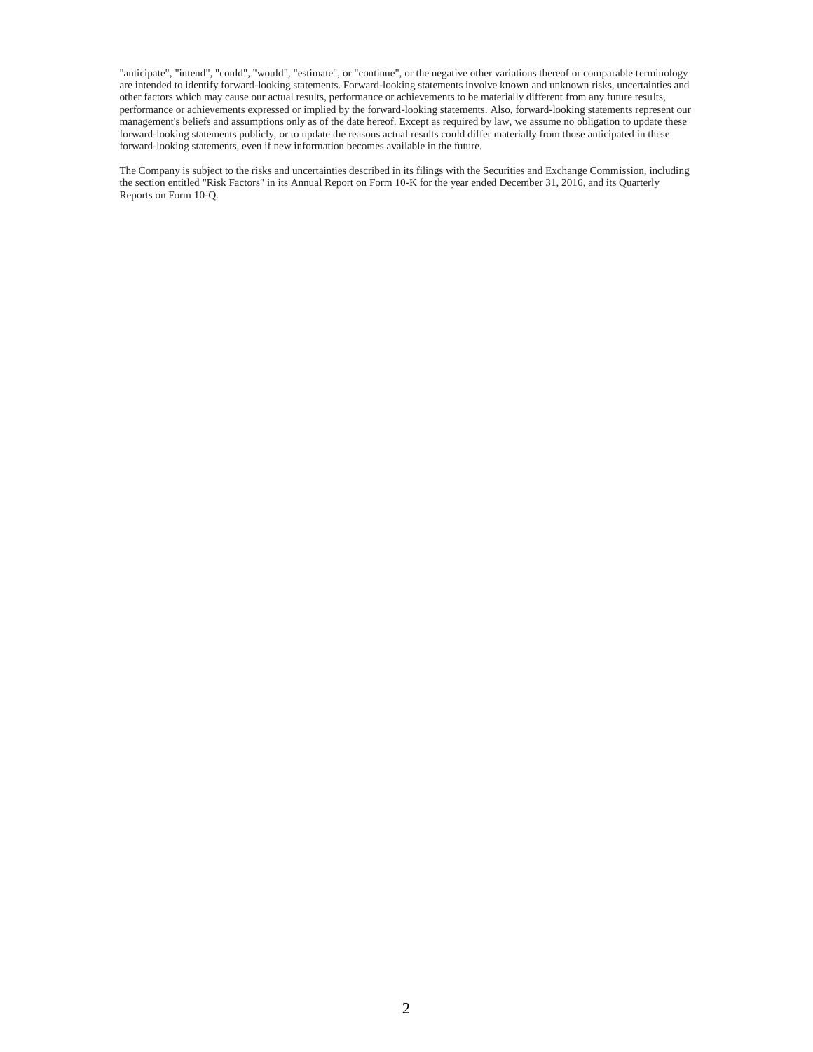"anticipate", "intend", "could", "would", "estimate", or "continue", or the negative other variations thereof or comparable terminology are intended to identify forward-looking statements. Forward-looking statements involve known and unknown risks, uncertainties and other factors which may cause our actual results, performance or achievements to be materially different from any future results, performance or achievements expressed or implied by the forward-looking statements. Also, forward-looking statements represent our management's beliefs and assumptions only as of the date hereof. Except as required by law, we assume no obligation to update these forward-looking statements publicly, or to update the reasons actual results could differ materially from those anticipated in these forward-looking statements, even if new information becomes available in the future.

The Company is subject to the risks and uncertainties described in its filings with the Securities and Exchange Commission, including the section entitled "Risk Factors" in its Annual Report on Form 10-K for the year ended December 31, 2016, and its Quarterly Reports on Form 10-Q.